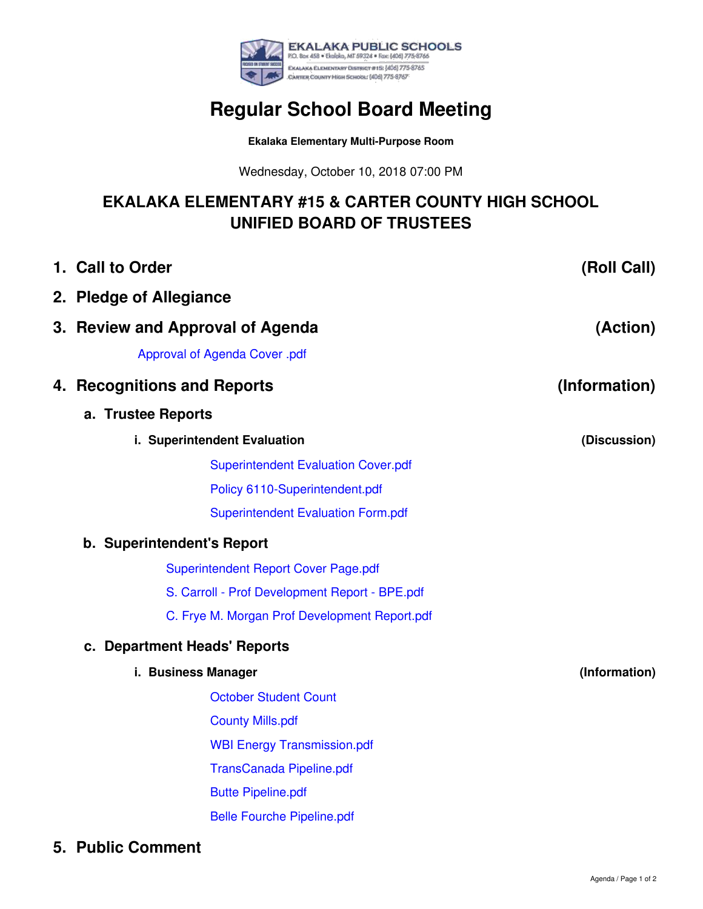EKALAKA PUBLIC SCHOOLS
P.O. Box 458 • Ekalaka, MT 59324 • Fax: (406) 775-8766
Ekalaka Elementary District #15: (406) 775-8765
Carter County High School: (406) 775-8767

# Regular School Board Meeting

**Ekalaka Elementary Multi-Purpose Room**

Wednesday, October 10, 2018 07:00 PM

## EKALAKA ELEMENTARY #15 & CARTER COUNTY HIGH SCHOOL UNIFIED BOARD OF TRUSTEES

## 1. Call to Order (Roll Call)

## 2. Pledge of Allegiance

## 3. Review and Approval of Agenda (Action)

Approval of Agenda Cover .pdf

## 4. Recognitions and Reports (Information)

### a. Trustee Reports

#### i. Superintendent Evaluation (Discussion)

Superintendent Evaluation Cover.pdf

Policy 6110-Superintendent.pdf

Superintendent Evaluation Form.pdf

### b. Superintendent's Report

Superintendent Report Cover Page.pdf

S. Carroll - Prof Development Report - BPE.pdf

C. Frye M. Morgan Prof Development Report.pdf

### c. Department Heads' Reports

#### i. Business Manager (Information)

October Student Count

County Mills.pdf

WBI Energy Transmission.pdf

TransCanada Pipeline.pdf

Butte Pipeline.pdf

Belle Fourche Pipeline.pdf

## 5. Public Comment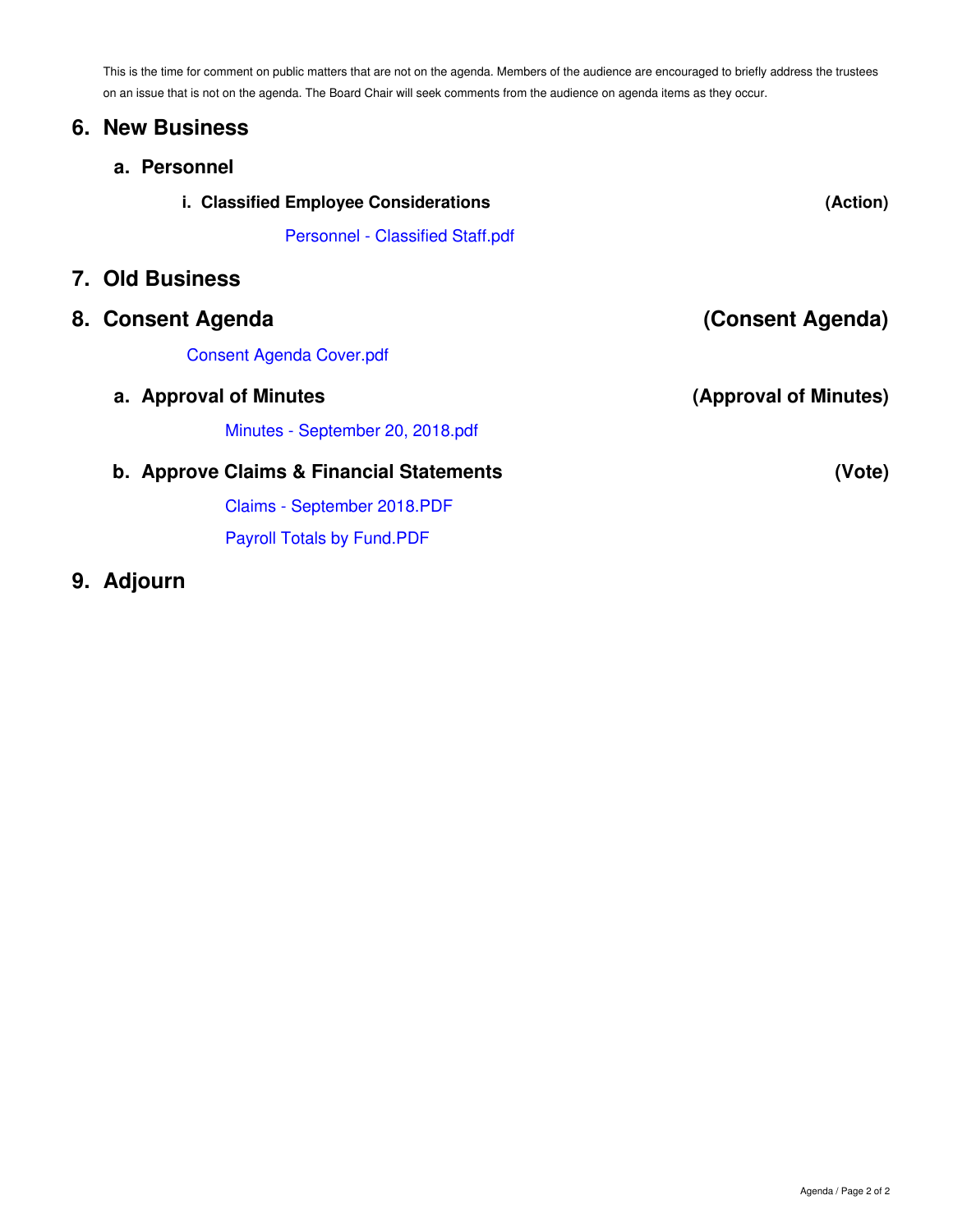This is the time for comment on public matters that are not on the agenda. Members of the audience are encouraged to briefly address the trustees on an issue that is not on the agenda. The Board Chair will seek comments from the audience on agenda items as they occur.

## 6. New Business

### a. Personnel

#### i. Classified Employee Considerations (Action)

Personnel - Classified Staff.pdf

## 7. Old Business

## 8. Consent Agenda (Consent Agenda)

Consent Agenda Cover.pdf

### a. Approval of Minutes (Approval of Minutes)

Minutes - September 20, 2018.pdf

### b. Approve Claims & Financial Statements (Vote)

Claims - September 2018.PDF

Payroll Totals by Fund.PDF

## 9. Adjourn